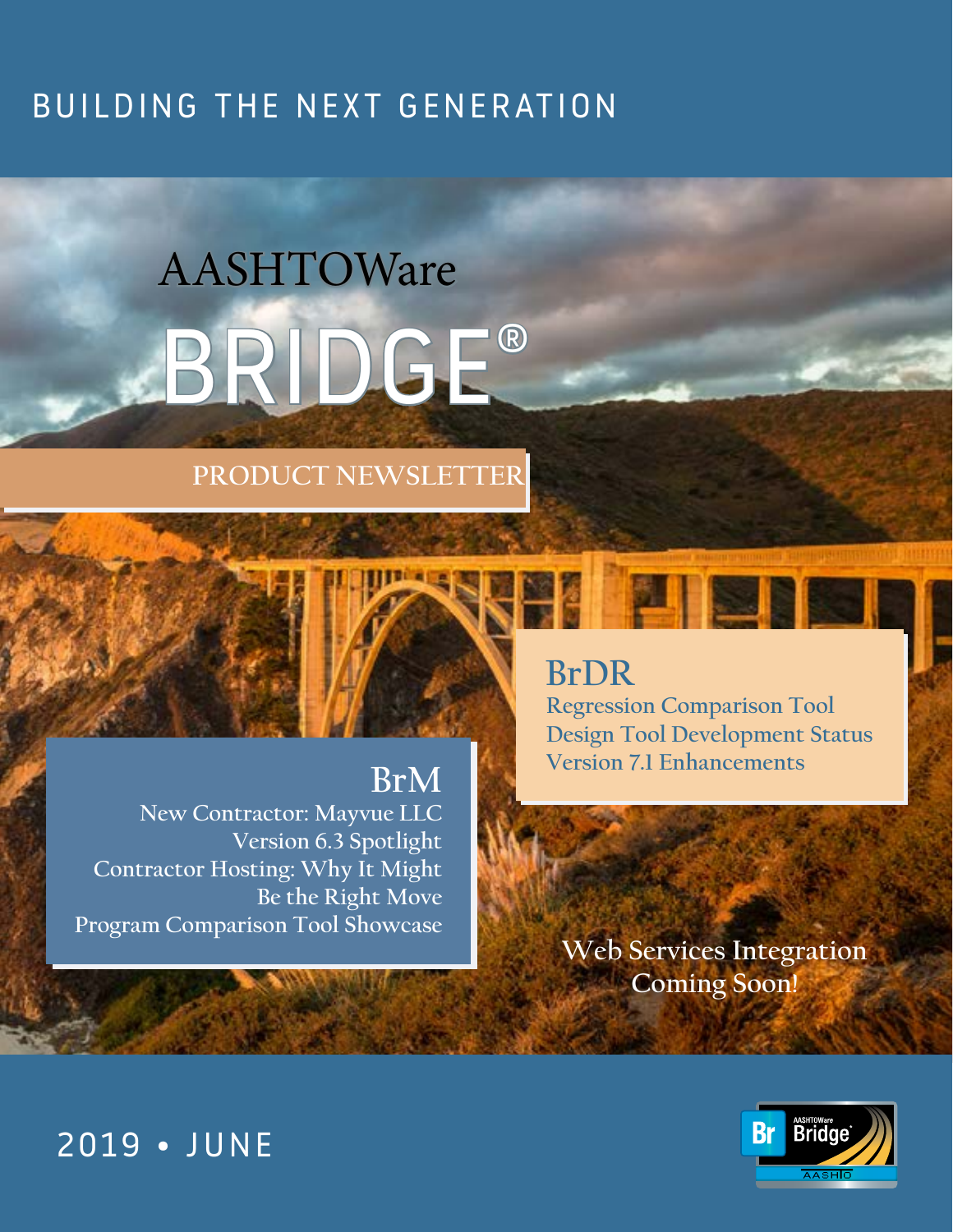BUILDING THE NEXT GENERATION

# AASHTOWare BRIDGE®

## PRODUCT NEWSLETTER

### BrDR

Regression Comparison Tool
Design Tool Development Status
Version 7.1 Enhancements

### BrM

New Contractor: Mayvue LLC
Version 6.3 Spotlight
Contractor Hosting: Why It Might Be the Right Move
Program Comparison Tool Showcase

Web Services Integration Coming Soon!

2019 • JUNE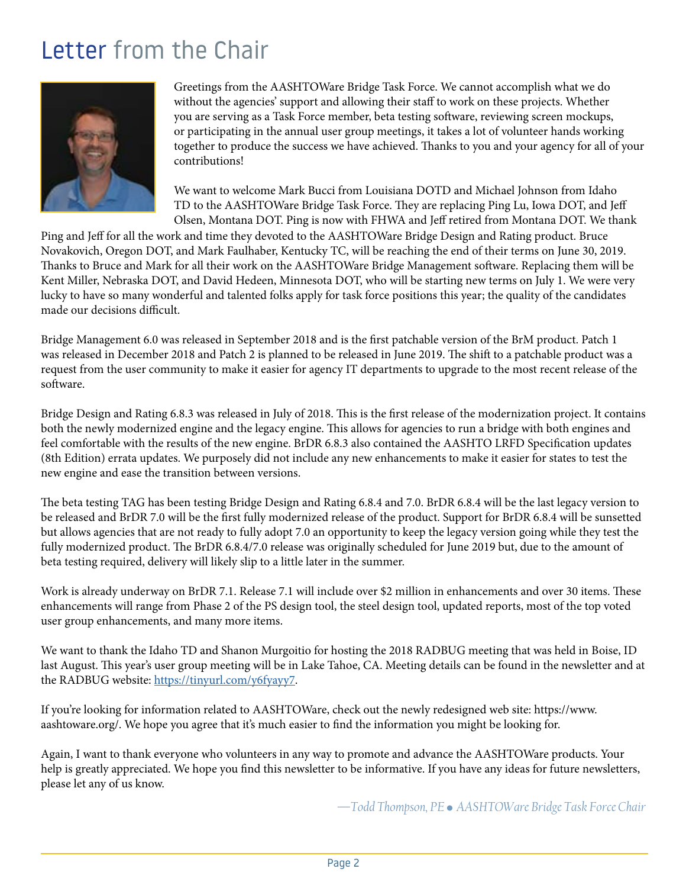# Letter from the Chair

Greetings from the AASHTOWare Bridge Task Force. We cannot accomplish what we do without the agencies' support and allowing their staff to work on these projects. Whether you are serving as a Task Force member, beta testing software, reviewing screen mockups, or participating in the annual user group meetings, it takes a lot of volunteer hands working together to produce the success we have achieved. Thanks to you and your agency for all of your contributions!

We want to welcome Mark Bucci from Louisiana DOTD and Michael Johnson from Idaho TD to the AASHTOWare Bridge Task Force. They are replacing Ping Lu, Iowa DOT, and Jeff Olsen, Montana DOT. Ping is now with FHWA and Jeff retired from Montana DOT. We thank Ping and Jeff for all the work and time they devoted to the AASHTOWare Bridge Design and Rating product. Bruce Novakovich, Oregon DOT, and Mark Faulhaber, Kentucky TC, will be reaching the end of their terms on June 30, 2019. Thanks to Bruce and Mark for all their work on the AASHTOWare Bridge Management software. Replacing them will be Kent Miller, Nebraska DOT, and David Hedeen, Minnesota DOT, who will be starting new terms on July 1. We were very lucky to have so many wonderful and talented folks apply for task force positions this year; the quality of the candidates made our decisions difficult.

Bridge Management 6.0 was released in September 2018 and is the first patchable version of the BrM product. Patch 1 was released in December 2018 and Patch 2 is planned to be released in June 2019. The shift to a patchable product was a request from the user community to make it easier for agency IT departments to upgrade to the most recent release of the software.

Bridge Design and Rating 6.8.3 was released in July of 2018. This is the first release of the modernization project. It contains both the newly modernized engine and the legacy engine. This allows for agencies to run a bridge with both engines and feel comfortable with the results of the new engine. BrDR 6.8.3 also contained the AASHTO LRFD Specification updates (8th Edition) errata updates. We purposely did not include any new enhancements to make it easier for states to test the new engine and ease the transition between versions.

The beta testing TAG has been testing Bridge Design and Rating 6.8.4 and 7.0. BrDR 6.8.4 will be the last legacy version to be released and BrDR 7.0 will be the first fully modernized release of the product. Support for BrDR 6.8.4 will be sunsetted but allows agencies that are not ready to fully adopt 7.0 an opportunity to keep the legacy version going while they test the fully modernized product. The BrDR 6.8.4/7.0 release was originally scheduled for June 2019 but, due to the amount of beta testing required, delivery will likely slip to a little later in the summer.

Work is already underway on BrDR 7.1. Release 7.1 will include over $2 million in enhancements and over 30 items. These enhancements will range from Phase 2 of the PS design tool, the steel design tool, updated reports, most of the top voted user group enhancements, and many more items.

We want to thank the Idaho TD and Shanon Murgoitio for hosting the 2018 RADBUG meeting that was held in Boise, ID last August. This year's user group meeting will be in Lake Tahoe, CA. Meeting details can be found in the newsletter and at the RADBUG website: [https://tinyurl.com/y6fyayy7](https://tinyurl.com/y6fyayy7).

If you're looking for information related to AASHTOWare, check out the newly redesigned web site: https://www.aashtoware.org/. We hope you agree that it's much easier to find the information you might be looking for.

Again, I want to thank everyone who volunteers in any way to promote and advance the AASHTOWare products. Your help is greatly appreciated. We hope you find this newsletter to be informative. If you have any ideas for future newsletters, please let any of us know.

*—Todd Thompson, PE • AASHTOWare Bridge Task Force Chair*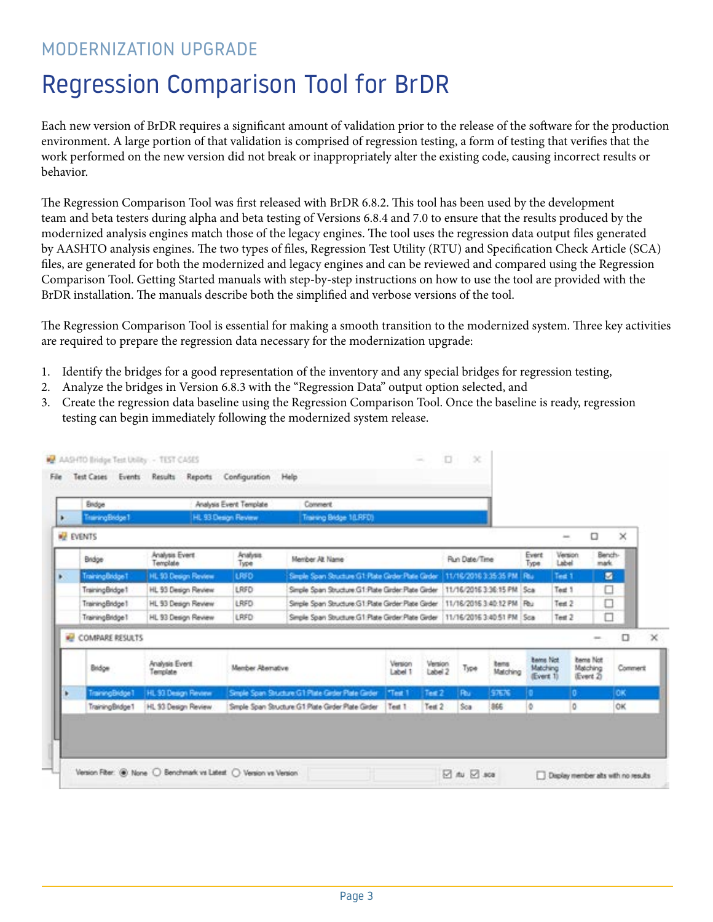MODERNIZATION UPGRADE

# Regression Comparison Tool for BrDR

Each new version of BrDR requires a significant amount of validation prior to the release of the software for the production environment. A large portion of that validation is comprised of regression testing, a form of testing that verifies that the work performed on the new version did not break or inappropriately alter the existing code, causing incorrect results or behavior.

The Regression Comparison Tool was first released with BrDR 6.8.2. This tool has been used by the development team and beta testers during alpha and beta testing of Versions 6.8.4 and 7.0 to ensure that the results produced by the modernized analysis engines match those of the legacy engines. The tool uses the regression data output files generated by AASHTO analysis engines. The two types of files, Regression Test Utility (RTU) and Specification Check Article (SCA) files, are generated for both the modernized and legacy engines and can be reviewed and compared using the Regression Comparison Tool. Getting Started manuals with step-by-step instructions on how to use the tool are provided with the BrDR installation. The manuals describe both the simplified and verbose versions of the tool.

The Regression Comparison Tool is essential for making a smooth transition to the modernized system. Three key activities are required to prepare the regression data necessary for the modernization upgrade:

1. Identify the bridges for a good representation of the inventory and any special bridges for regression testing,
2. Analyze the bridges in Version 6.8.3 with the “Regression Data” output option selected, and
3. Create the regression data baseline using the Regression Comparison Tool. Once the baseline is ready, regression testing can begin immediately following the modernized system release.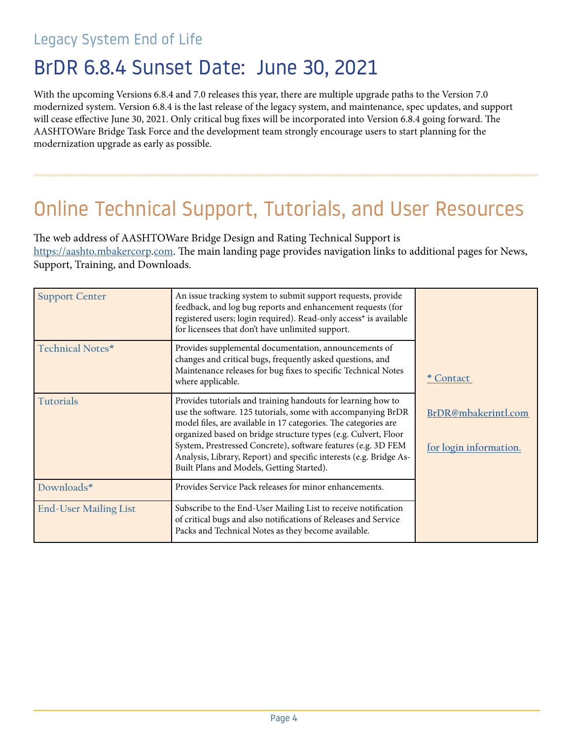Legacy System End of Life

# BrDR 6.8.4 Sunset Date: June 30, 2021

With the upcoming Versions 6.8.4 and 7.0 releases this year, there are multiple upgrade paths to the Version 7.0 modernized system. Version 6.8.4 is the last release of the legacy system, and maintenance, spec updates, and support will cease effective June 30, 2021. Only critical bug fixes will be incorporated into Version 6.8.4 going forward. The AASHTOWare Bridge Task Force and the development team strongly encourage users to start planning for the modernization upgrade as early as possible.

# Online Technical Support, Tutorials, and User Resources

The web address of AASHTOWare Bridge Design and Rating Technical Support is https://aashto.mbakercorp.com. The main landing page provides navigation links to additional pages for News, Support, Training, and Downloads.

| | | |
|---|---|---|
| Support Center | An issue tracking system to submit support requests, provide feedback, and log bug reports and enhancement requests (for registered users; login required). Read-only access* is available for licensees that don't have unlimited support. | * Contact BrDR@mbakerintl.com for login information. |
| Technical Notes* | Provides supplemental documentation, announcements of changes and critical bugs, frequently asked questions, and Maintenance releases for bug fixes to specific Technical Notes where applicable. | |
| Tutorials | Provides tutorials and training handouts for learning how to use the software. 125 tutorials, some with accompanying BrDR model files, are available in 17 categories. The categories are organized based on bridge structure types (e.g. Culvert, Floor System, Prestressed Concrete), software features (e.g. 3D FEM Analysis, Library, Report) and specific interests (e.g. Bridge As-Built Plans and Models, Getting Started). | |
| Downloads* | Provides Service Pack releases for minor enhancements. | |
| End-User Mailing List | Subscribe to the End-User Mailing List to receive notification of critical bugs and also notifications of Releases and Service Packs and Technical Notes as they become available. | |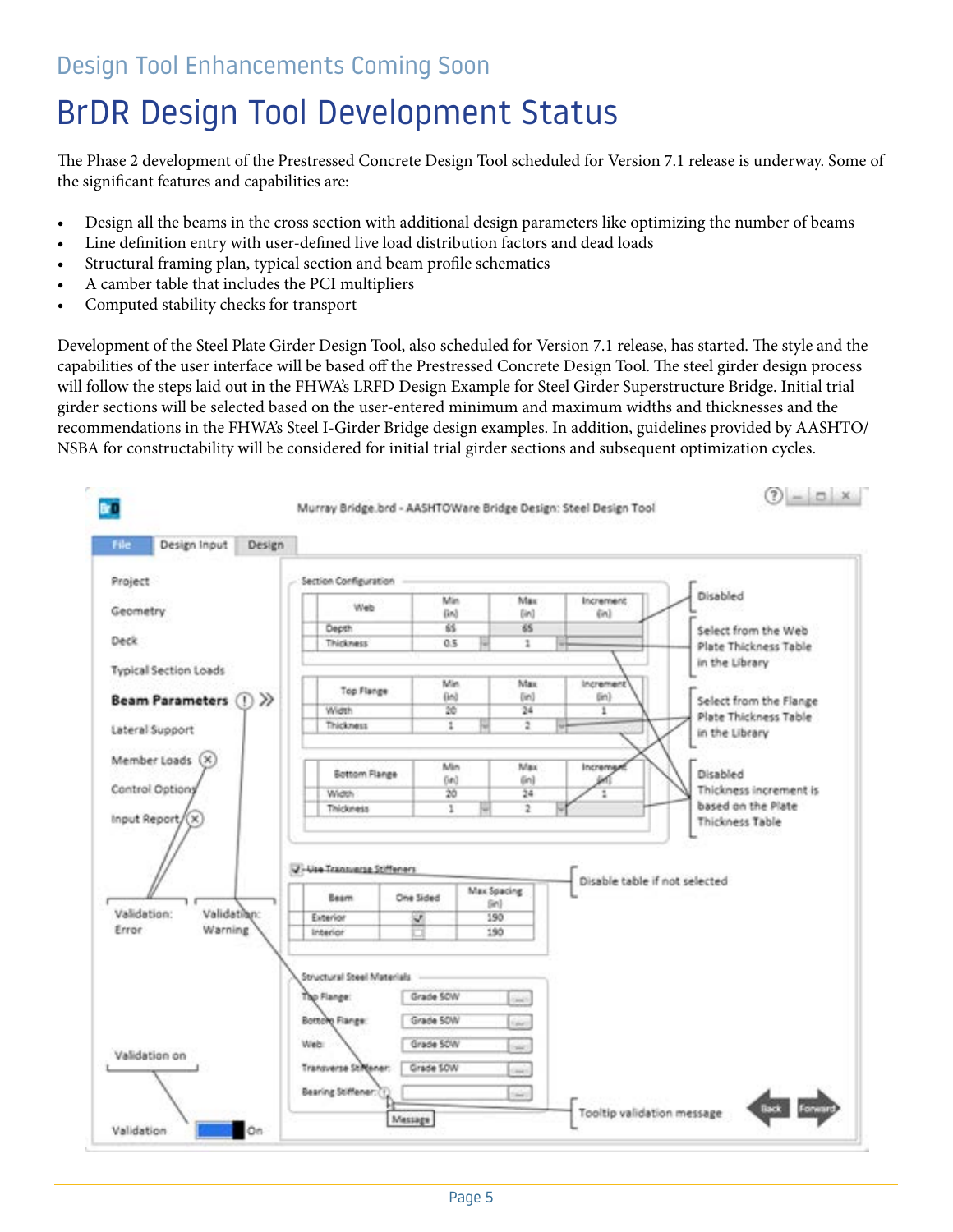Design Tool Enhancements Coming Soon

# BrDR Design Tool Development Status

The Phase 2 development of the Prestressed Concrete Design Tool scheduled for Version 7.1 release is underway. Some of the significant features and capabilities are:

- Design all the beams in the cross section with additional design parameters like optimizing the number of beams
- Line definition entry with user-defined live load distribution factors and dead loads
- Structural framing plan, typical section and beam profile schematics
- A camber table that includes the PCI multipliers
- Computed stability checks for transport

Development of the Steel Plate Girder Design Tool, also scheduled for Version 7.1 release, has started. The style and the capabilities of the user interface will be based off the Prestressed Concrete Design Tool. The steel girder design process will follow the steps laid out in the FHWA's LRFD Design Example for Steel Girder Superstructure Bridge. Initial trial girder sections will be selected based on the user-entered minimum and maximum widths and thicknesses and the recommendations in the FHWA's Steel I-Girder Bridge design examples. In addition, guidelines provided by AASHTO/NSBA for constructability will be considered for initial trial girder sections and subsequent optimization cycles.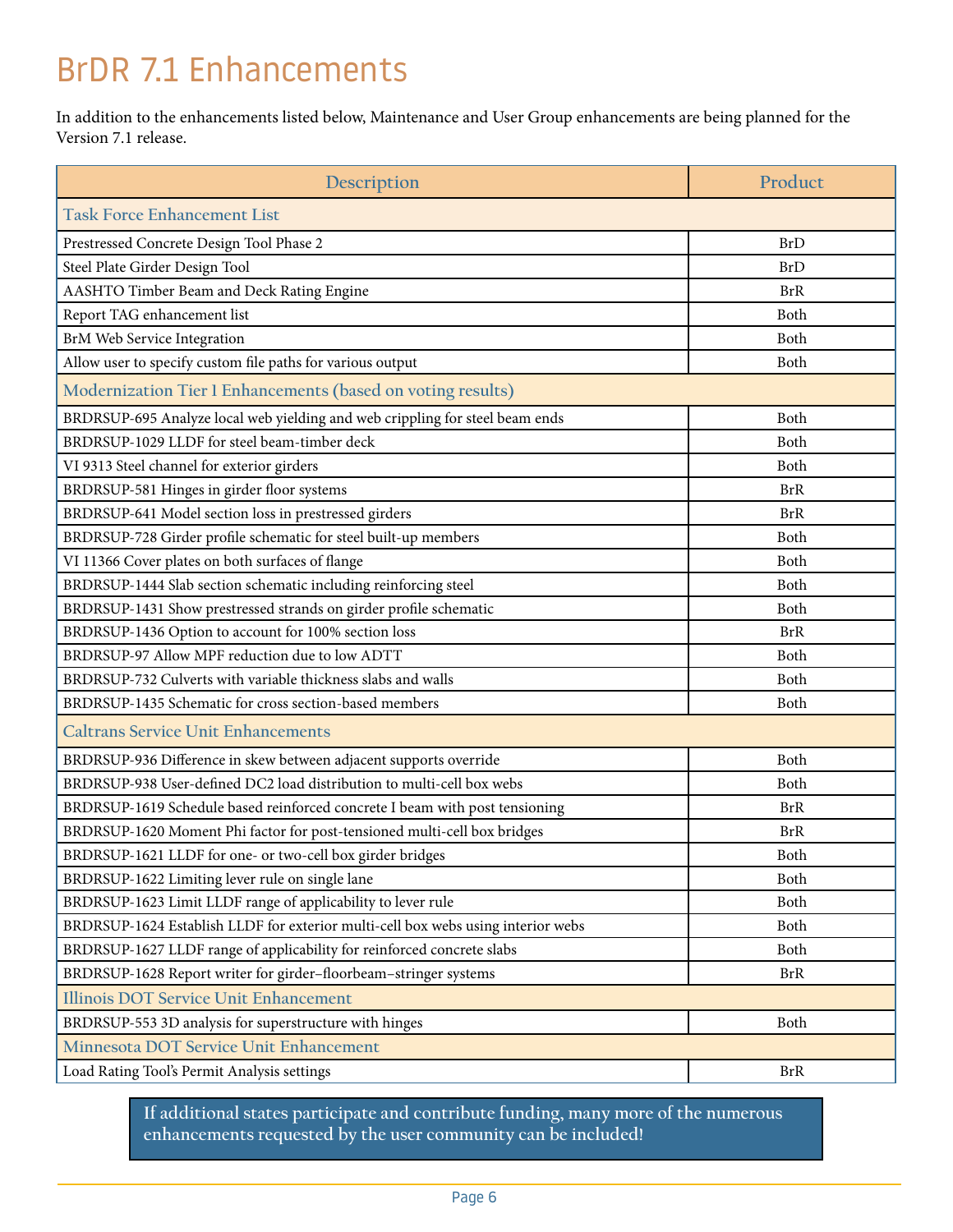# BrDR 7.1 Enhancements

In addition to the enhancements listed below, Maintenance and User Group enhancements are being planned for the Version 7.1 release.

| Description | Product |
|---|---|
| **Task Force Enhancement List** | |
| Prestressed Concrete Design Tool Phase 2 | BrD |
| Steel Plate Girder Design Tool | BrD |
| AASHTO Timber Beam and Deck Rating Engine | BrR |
| Report TAG enhancement list | Both |
| BrM Web Service Integration | Both |
| Allow user to specify custom file paths for various output | Both |
| **Modernization Tier 1 Enhancements (based on voting results)** | |
| BRDRSUP-695 Analyze local web yielding and web crippling for steel beam ends | Both |
| BRDRSUP-1029 LLDF for steel beam-timber deck | Both |
| VI 9313 Steel channel for exterior girders | Both |
| BRDRSUP-581 Hinges in girder floor systems | BrR |
| BRDRSUP-641 Model section loss in prestressed girders | BrR |
| BRDRSUP-728 Girder profile schematic for steel built-up members | Both |
| VI 11366 Cover plates on both surfaces of flange | Both |
| BRDRSUP-1444 Slab section schematic including reinforcing steel | Both |
| BRDRSUP-1431 Show prestressed strands on girder profile schematic | Both |
| BRDRSUP-1436 Option to account for 100% section loss | BrR |
| BRDRSUP-97 Allow MPF reduction due to low ADTT | Both |
| BRDRSUP-732 Culverts with variable thickness slabs and walls | Both |
| BRDRSUP-1435 Schematic for cross section-based members | Both |
| **Caltrans Service Unit Enhancements** | |
| BRDRSUP-936 Difference in skew between adjacent supports override | Both |
| BRDRSUP-938 User-defined DC2 load distribution to multi-cell box webs | Both |
| BRDRSUP-1619 Schedule based reinforced concrete I beam with post tensioning | BrR |
| BRDRSUP-1620 Moment Phi factor for post-tensioned multi-cell box bridges | BrR |
| BRDRSUP-1621 LLDF for one- or two-cell box girder bridges | Both |
| BRDRSUP-1622 Limiting lever rule on single lane | Both |
| BRDRSUP-1623 Limit LLDF range of applicability to lever rule | Both |
| BRDRSUP-1624 Establish LLDF for exterior multi-cell box webs using interior webs | Both |
| BRDRSUP-1627 LLDF range of applicability for reinforced concrete slabs | Both |
| BRDRSUP-1628 Report writer for girder–floorbeam–stringer systems | BrR |
| **Illinois DOT Service Unit Enhancement** | |
| BRDRSUP-553 3D analysis for superstructure with hinges | Both |
| **Minnesota DOT Service Unit Enhancement** | |
| Load Rating Tool's Permit Analysis settings | BrR |

**If additional states participate and contribute funding, many more of the numerous enhancements requested by the user community can be included!**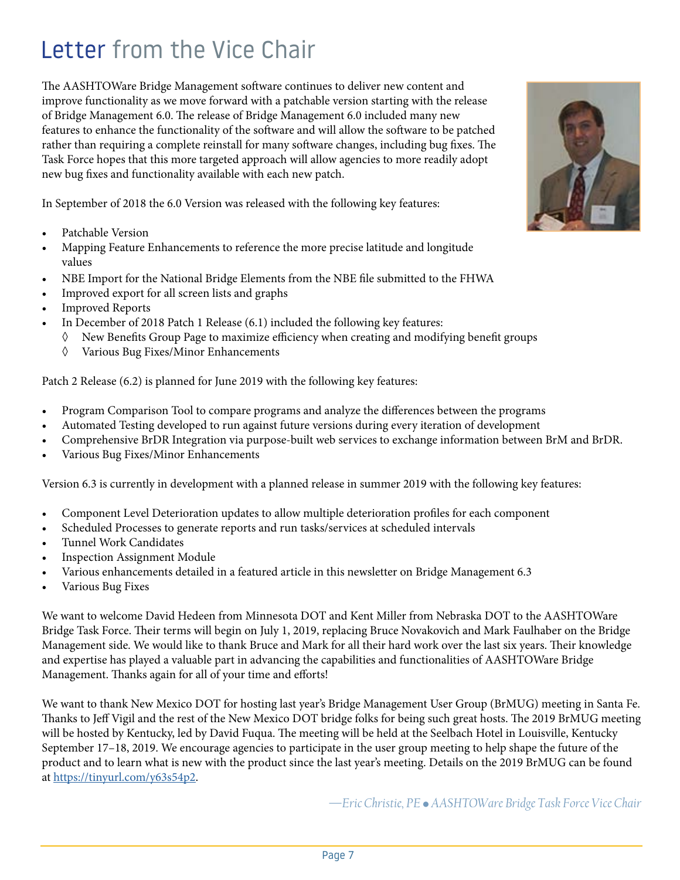# Letter from the Vice Chair

The AASHTOWare Bridge Management software continues to deliver new content and improve functionality as we move forward with a patchable version starting with the release of Bridge Management 6.0. The release of Bridge Management 6.0 included many new features to enhance the functionality of the software and will allow the software to be patched rather than requiring a complete reinstall for many software changes, including bug fixes. The Task Force hopes that this more targeted approach will allow agencies to more readily adopt new bug fixes and functionality available with each new patch.

In September of 2018 the 6.0 Version was released with the following key features:

- Patchable Version
- Mapping Feature Enhancements to reference the more precise latitude and longitude values
- NBE Import for the National Bridge Elements from the NBE file submitted to the FHWA
- Improved export for all screen lists and graphs
- Improved Reports
- In December of 2018 Patch 1 Release (6.1) included the following key features:
  - New Benefits Group Page to maximize efficiency when creating and modifying benefit groups
  - Various Bug Fixes/Minor Enhancements

Patch 2 Release (6.2) is planned for June 2019 with the following key features:

- Program Comparison Tool to compare programs and analyze the differences between the programs
- Automated Testing developed to run against future versions during every iteration of development
- Comprehensive BrDR Integration via purpose-built web services to exchange information between BrM and BrDR.
- Various Bug Fixes/Minor Enhancements

Version 6.3 is currently in development with a planned release in summer 2019 with the following key features:

- Component Level Deterioration updates to allow multiple deterioration profiles for each component
- Scheduled Processes to generate reports and run tasks/services at scheduled intervals
- Tunnel Work Candidates
- Inspection Assignment Module
- Various enhancements detailed in a featured article in this newsletter on Bridge Management 6.3
- Various Bug Fixes

We want to welcome David Hedeen from Minnesota DOT and Kent Miller from Nebraska DOT to the AASHTOWare Bridge Task Force. Their terms will begin on July 1, 2019, replacing Bruce Novakovich and Mark Faulhaber on the Bridge Management side. We would like to thank Bruce and Mark for all their hard work over the last six years. Their knowledge and expertise has played a valuable part in advancing the capabilities and functionalities of AASHTOWare Bridge Management. Thanks again for all of your time and efforts!

We want to thank New Mexico DOT for hosting last year's Bridge Management User Group (BrMUG) meeting in Santa Fe. Thanks to Jeff Vigil and the rest of the New Mexico DOT bridge folks for being such great hosts. The 2019 BrMUG meeting will be hosted by Kentucky, led by David Fuqua. The meeting will be held at the Seelbach Hotel in Louisville, Kentucky September 17–18, 2019. We encourage agencies to participate in the user group meeting to help shape the future of the product and to learn what is new with the product since the last year's meeting. Details on the 2019 BrMUG can be found at https://tinyurl.com/y63s54p2.

*—Eric Christie, PE • AASHTOWare Bridge Task Force Vice Chair*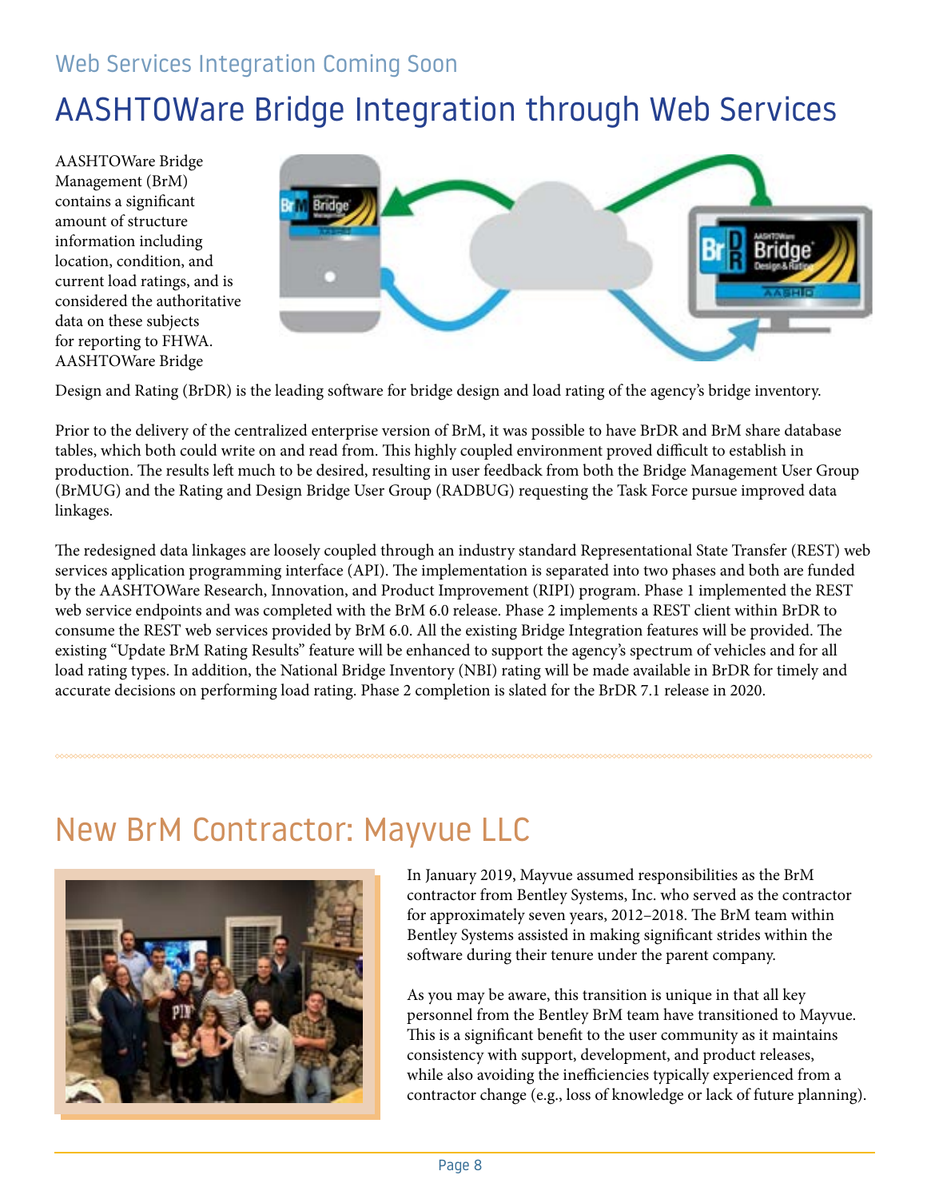## Web Services Integration Coming Soon

# AASHTOWare Bridge Integration through Web Services

AASHTOWare Bridge Management (BrM) contains a significant amount of structure information including location, condition, and current load ratings, and is considered the authoritative data on these subjects for reporting to FHWA. AASHTOWare Bridge Design and Rating (BrDR) is the leading software for bridge design and load rating of the agency's bridge inventory.

Prior to the delivery of the centralized enterprise version of BrM, it was possible to have BrDR and BrM share database tables, which both could write on and read from. This highly coupled environment proved difficult to establish in production. The results left much to be desired, resulting in user feedback from both the Bridge Management User Group (BrMUG) and the Rating and Design Bridge User Group (RADBUG) requesting the Task Force pursue improved data linkages.

The redesigned data linkages are loosely coupled through an industry standard Representational State Transfer (REST) web services application programming interface (API). The implementation is separated into two phases and both are funded by the AASHTOWare Research, Innovation, and Product Improvement (RIPI) program. Phase 1 implemented the REST web service endpoints and was completed with the BrM 6.0 release. Phase 2 implements a REST client within BrDR to consume the REST web services provided by BrM 6.0. All the existing Bridge Integration features will be provided. The existing "Update BrM Rating Results" feature will be enhanced to support the agency's spectrum of vehicles and for all load rating types. In addition, the National Bridge Inventory (NBI) rating will be made available in BrDR for timely and accurate decisions on performing load rating. Phase 2 completion is slated for the BrDR 7.1 release in 2020.

# New BrM Contractor: Mayvue LLC

In January 2019, Mayvue assumed responsibilities as the BrM contractor from Bentley Systems, Inc. who served as the contractor for approximately seven years, 2012–2018. The BrM team within Bentley Systems assisted in making significant strides within the software during their tenure under the parent company.

As you may be aware, this transition is unique in that all key personnel from the Bentley BrM team have transitioned to Mayvue. This is a significant benefit to the user community as it maintains consistency with support, development, and product releases, while also avoiding the inefficiencies typically experienced from a contractor change (e.g., loss of knowledge or lack of future planning).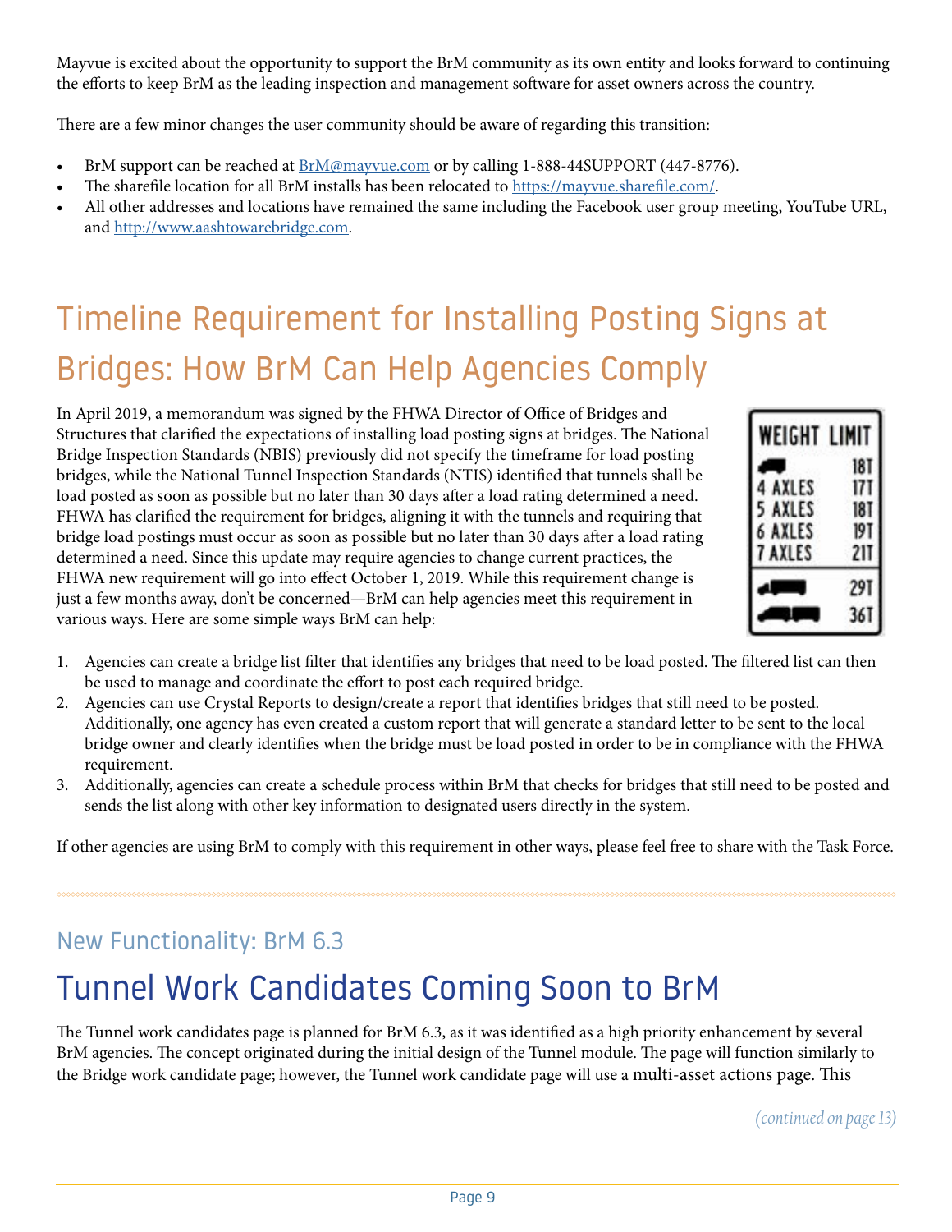Mayvue is excited about the opportunity to support the BrM community as its own entity and looks forward to continuing the efforts to keep BrM as the leading inspection and management software for asset owners across the country.

There are a few minor changes the user community should be aware of regarding this transition:

- BrM support can be reached at BrM@mayvue.com or by calling 1-888-44SUPPORT (447-8776).
- The sharefile location for all BrM installs has been relocated to https://mayvue.sharefile.com/.
- All other addresses and locations have remained the same including the Facebook user group meeting, YouTube URL, and http://www.aashtowarebridge.com.

# Timeline Requirement for Installing Posting Signs at Bridges: How BrM Can Help Agencies Comply

In April 2019, a memorandum was signed by the FHWA Director of Office of Bridges and Structures that clarified the expectations of installing load posting signs at bridges. The National Bridge Inspection Standards (NBIS) previously did not specify the timeframe for load posting bridges, while the National Tunnel Inspection Standards (NTIS) identified that tunnels shall be load posted as soon as possible but no later than 30 days after a load rating determined a need. FHWA has clarified the requirement for bridges, aligning it with the tunnels and requiring that bridge load postings must occur as soon as possible but no later than 30 days after a load rating determined a need. Since this update may require agencies to change current practices, the FHWA new requirement will go into effect October 1, 2019. While this requirement change is just a few months away, don't be concerned—BrM can help agencies meet this requirement in various ways. Here are some simple ways BrM can help:

1. Agencies can create a bridge list filter that identifies any bridges that need to be load posted. The filtered list can then be used to manage and coordinate the effort to post each required bridge.
2. Agencies can use Crystal Reports to design/create a report that identifies bridges that still need to be posted. Additionally, one agency has even created a custom report that will generate a standard letter to be sent to the local bridge owner and clearly identifies when the bridge must be load posted in order to be in compliance with the FHWA requirement.
3. Additionally, agencies can create a schedule process within BrM that checks for bridges that still need to be posted and sends the list along with other key information to designated users directly in the system.

If other agencies are using BrM to comply with this requirement in other ways, please feel free to share with the Task Force.

## New Functionality: BrM 6.3

# Tunnel Work Candidates Coming Soon to BrM

The Tunnel work candidates page is planned for BrM 6.3, as it was identified as a high priority enhancement by several BrM agencies. The concept originated during the initial design of the Tunnel module. The page will function similarly to the Bridge work candidate page; however, the Tunnel work candidate page will use a multi-asset actions page. This

*(continued on page 13)*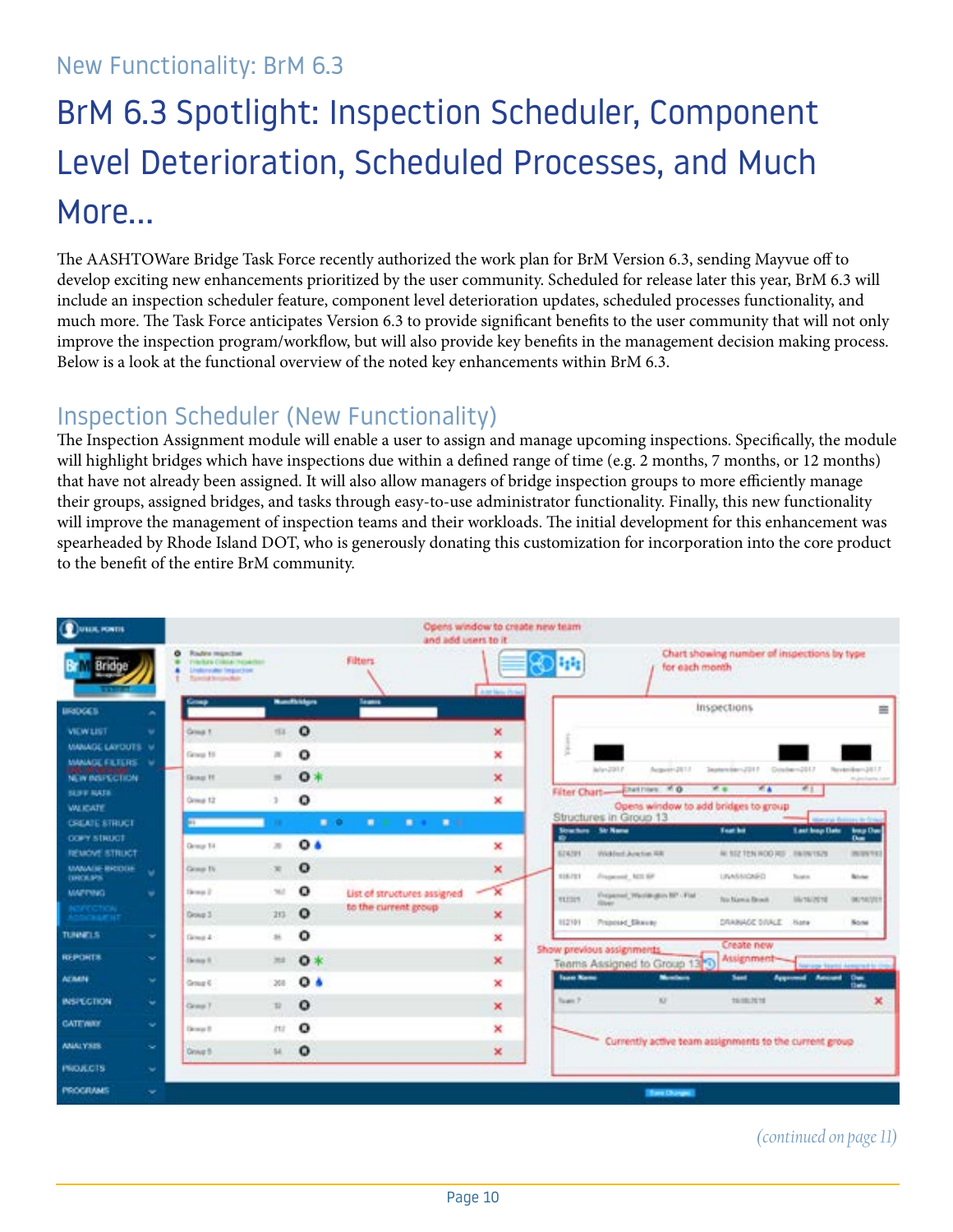New Functionality: BrM 6.3

# BrM 6.3 Spotlight: Inspection Scheduler, Component Level Deterioration, Scheduled Processes, and Much More...

The AASHTOWare Bridge Task Force recently authorized the work plan for BrM Version 6.3, sending Mayvue off to develop exciting new enhancements prioritized by the user community. Scheduled for release later this year, BrM 6.3 will include an inspection scheduler feature, component level deterioration updates, scheduled processes functionality, and much more. The Task Force anticipates Version 6.3 to provide significant benefits to the user community that will not only improve the inspection program/workflow, but will also provide key benefits in the management decision making process. Below is a look at the functional overview of the noted key enhancements within BrM 6.3.

## Inspection Scheduler (New Functionality)

The Inspection Assignment module will enable a user to assign and manage upcoming inspections. Specifically, the module will highlight bridges which have inspections due within a defined range of time (e.g. 2 months, 7 months, or 12 months) that have not already been assigned. It will also allow managers of bridge inspection groups to more efficiently manage their groups, assigned bridges, and tasks through easy-to-use administrator functionality. Finally, this new functionality will improve the management of inspection teams and their workloads. The initial development for this enhancement was spearheaded by Rhode Island DOT, who is generously donating this customization for incorporation into the core product to the benefit of the entire BrM community.

*(continued on page 11)*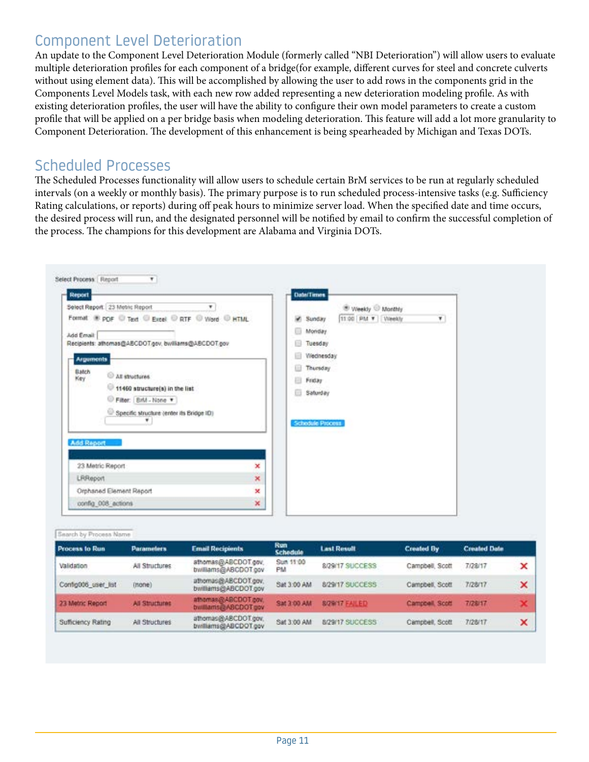## Component Level Deterioration

An update to the Component Level Deterioration Module (formerly called "NBI Deterioration") will allow users to evaluate multiple deterioration profiles for each component of a bridge(for example, different curves for steel and concrete culverts without using element data). This will be accomplished by allowing the user to add rows in the components grid in the Components Level Models task, with each new row added representing a new deterioration modeling profile. As with existing deterioration profiles, the user will have the ability to configure their own model parameters to create a custom profile that will be applied on a per bridge basis when modeling deterioration. This feature will add a lot more granularity to Component Deterioration. The development of this enhancement is being spearheaded by Michigan and Texas DOTs.

## Scheduled Processes

The Scheduled Processes functionality will allow users to schedule certain BrM services to be run at regularly scheduled intervals (on a weekly or monthly basis). The primary purpose is to run scheduled process-intensive tasks (e.g. Sufficiency Rating calculations, or reports) during off peak hours to minimize server load. When the specified date and time occurs, the desired process will run, and the designated personnel will be notified by email to confirm the successful completion of the process. The champions for this development are Alabama and Virginia DOTs.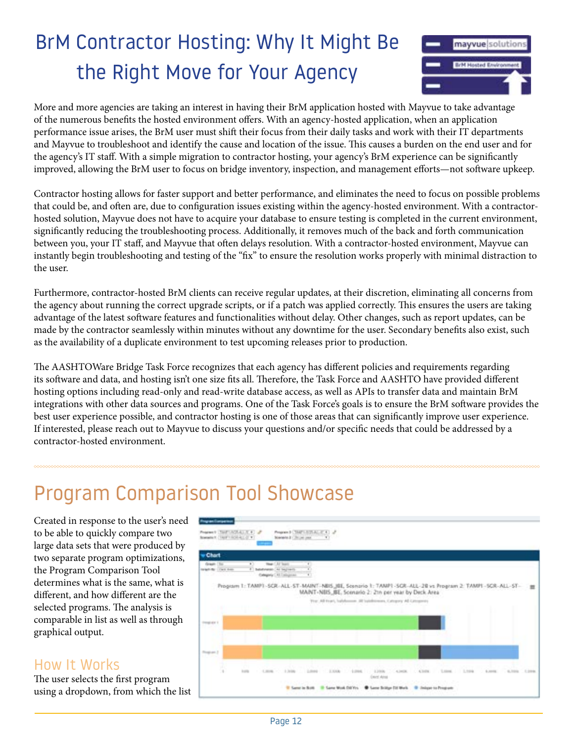# BrM Contractor Hosting: Why It Might Be the Right Move for Your Agency

More and more agencies are taking an interest in having their BrM application hosted with Mayvue to take advantage of the numerous benefits the hosted environment offers. With an agency-hosted application, when an application performance issue arises, the BrM user must shift their focus from their daily tasks and work with their IT departments and Mayvue to troubleshoot and identify the cause and location of the issue. This causes a burden on the end user and for the agency's IT staff. With a simple migration to contractor hosting, your agency's BrM experience can be significantly improved, allowing the BrM user to focus on bridge inventory, inspection, and management efforts—not software upkeep.

Contractor hosting allows for faster support and better performance, and eliminates the need to focus on possible problems that could be, and often are, due to configuration issues existing within the agency-hosted environment. With a contractor-hosted solution, Mayvue does not have to acquire your database to ensure testing is completed in the current environment, significantly reducing the troubleshooting process. Additionally, it removes much of the back and forth communication between you, your IT staff, and Mayvue that often delays resolution. With a contractor-hosted environment, Mayvue can instantly begin troubleshooting and testing of the "fix" to ensure the resolution works properly with minimal distraction to the user.

Furthermore, contractor-hosted BrM clients can receive regular updates, at their discretion, eliminating all concerns from the agency about running the correct upgrade scripts, or if a patch was applied correctly. This ensures the users are taking advantage of the latest software features and functionalities without delay. Other changes, such as report updates, can be made by the contractor seamlessly within minutes without any downtime for the user. Secondary benefits also exist, such as the availability of a duplicate environment to test upcoming releases prior to production.

The AASHTOWare Bridge Task Force recognizes that each agency has different policies and requirements regarding its software and data, and hosting isn't one size fits all. Therefore, the Task Force and AASHTO have provided different hosting options including read-only and read-write database access, as well as APIs to transfer data and maintain BrM integrations with other data sources and programs. One of the Task Force's goals is to ensure the BrM software provides the best user experience possible, and contractor hosting is one of those areas that can significantly improve user experience. If interested, please reach out to Mayvue to discuss your questions and/or specific needs that could be addressed by a contractor-hosted environment.

# Program Comparison Tool Showcase

Created in response to the user's need to be able to quickly compare two large data sets that were produced by two separate program optimizations, the Program Comparison Tool determines what is the same, what is different, and how different are the selected programs. The analysis is comparable in list as well as through graphical output.

## How It Works

The user selects the first program using a dropdown, from which the list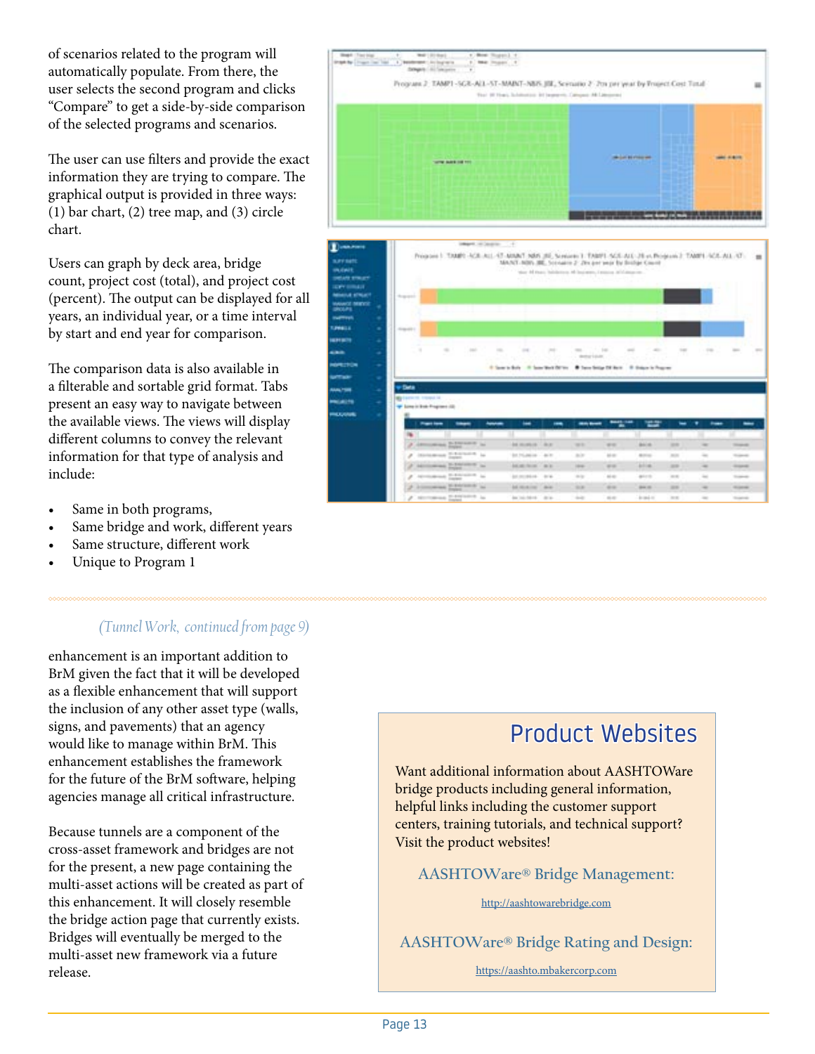of scenarios related to the program will automatically populate. From there, the user selects the second program and clicks "Compare" to get a side-by-side comparison of the selected programs and scenarios.

The user can use filters and provide the exact information they are trying to compare. The graphical output is provided in three ways: (1) bar chart, (2) tree map, and (3) circle chart.

Users can graph by deck area, bridge count, project cost (total), and project cost (percent). The output can be displayed for all years, an individual year, or a time interval by start and end year for comparison.

The comparison data is also available in a filterable and sortable grid format. Tabs present an easy way to navigate between the available views. The views will display different columns to convey the relevant information for that type of analysis and include:

- Same in both programs,
- Same bridge and work, different years
- Same structure, different work
- Unique to Program 1

*(Tunnel Work, continued from page 9)*

enhancement is an important addition to BrM given the fact that it will be developed as a flexible enhancement that will support the inclusion of any other asset type (walls, signs, and pavements) that an agency would like to manage within BrM. This enhancement establishes the framework for the future of the BrM software, helping agencies manage all critical infrastructure.

Because tunnels are a component of the cross-asset framework and bridges are not for the present, a new page containing the multi-asset actions will be created as part of this enhancement. It will closely resemble the bridge action page that currently exists. Bridges will eventually be merged to the multi-asset new framework via a future release.

## Product Websites

Want additional information about AASHTOWare bridge products including general information, helpful links including the customer support centers, training tutorials, and technical support? Visit the product websites!

AASHTOWare® Bridge Management:

http://aashtowarebridge.com

AASHTOWare® Bridge Rating and Design:

https://aashto.mbakercorp.com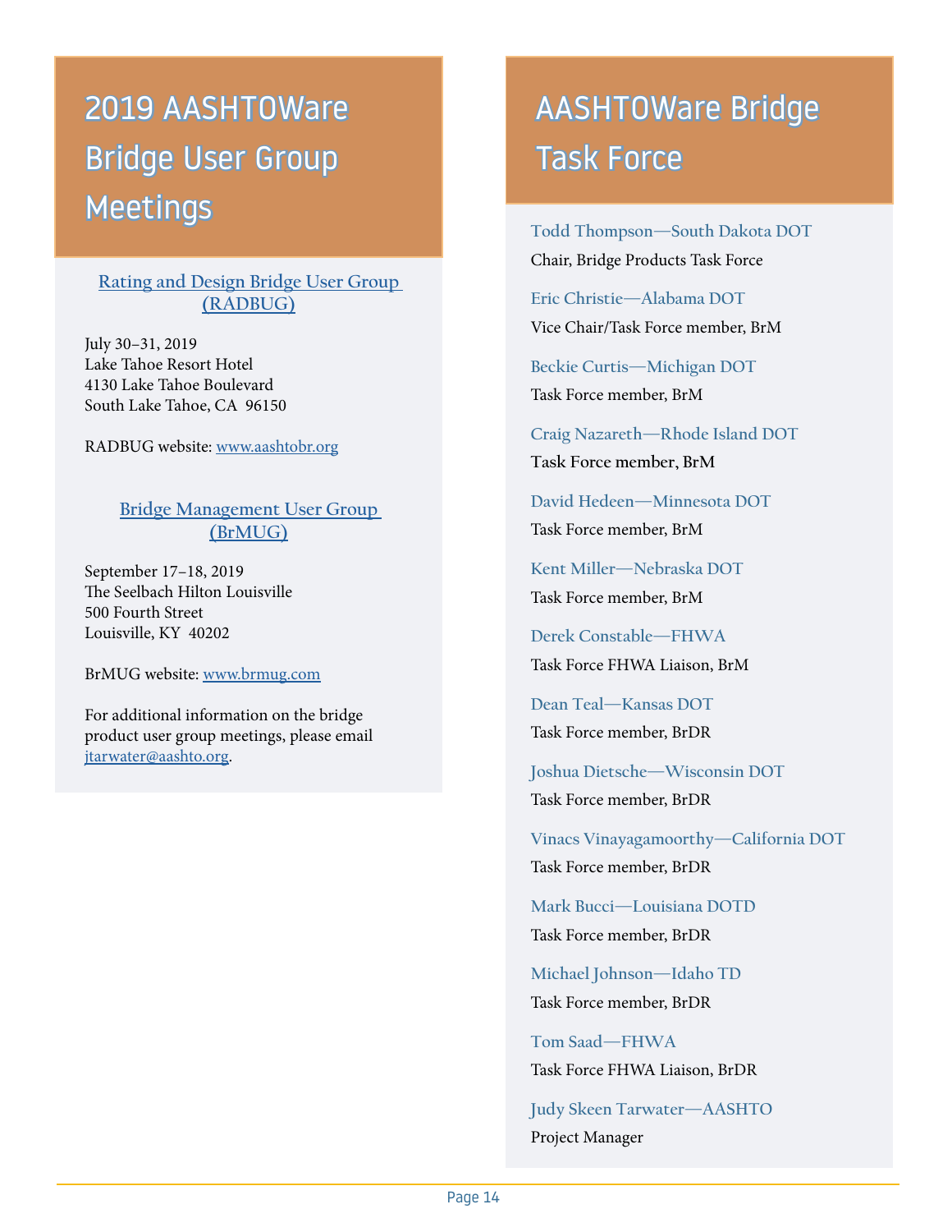## 2019 AASHTOWare Bridge User Group Meetings

**Rating and Design Bridge User Group (RADBUG)**

July 30–31, 2019
Lake Tahoe Resort Hotel
4130 Lake Tahoe Boulevard
South Lake Tahoe, CA 96150

RADBUG website: www.aashtobr.org

**Bridge Management User Group (BrMUG)**

September 17–18, 2019
The Seelbach Hilton Louisville
500 Fourth Street
Louisville, KY 40202

BrMUG website: www.brmug.com

For additional information on the bridge product user group meetings, please email jtarwater@aashto.org.

## AASHTOWare Bridge Task Force

Todd Thompson—South Dakota DOT
Chair, Bridge Products Task Force

Eric Christie—Alabama DOT
Vice Chair/Task Force member, BrM

Beckie Curtis—Michigan DOT
Task Force member, BrM

Craig Nazareth—Rhode Island DOT
Task Force member, BrM

David Hedeen—Minnesota DOT
Task Force member, BrM

Kent Miller—Nebraska DOT
Task Force member, BrM

Derek Constable—FHWA
Task Force FHWA Liaison, BrM

Dean Teal—Kansas DOT
Task Force member, BrDR

Joshua Dietsche—Wisconsin DOT
Task Force member, BrDR

Vinacs Vinayagamoorthy—California DOT
Task Force member, BrDR

Mark Bucci—Louisiana DOTD
Task Force member, BrDR

Michael Johnson—Idaho TD
Task Force member, BrDR

Tom Saad—FHWA
Task Force FHWA Liaison, BrDR

Judy Skeen Tarwater—AASHTO
Project Manager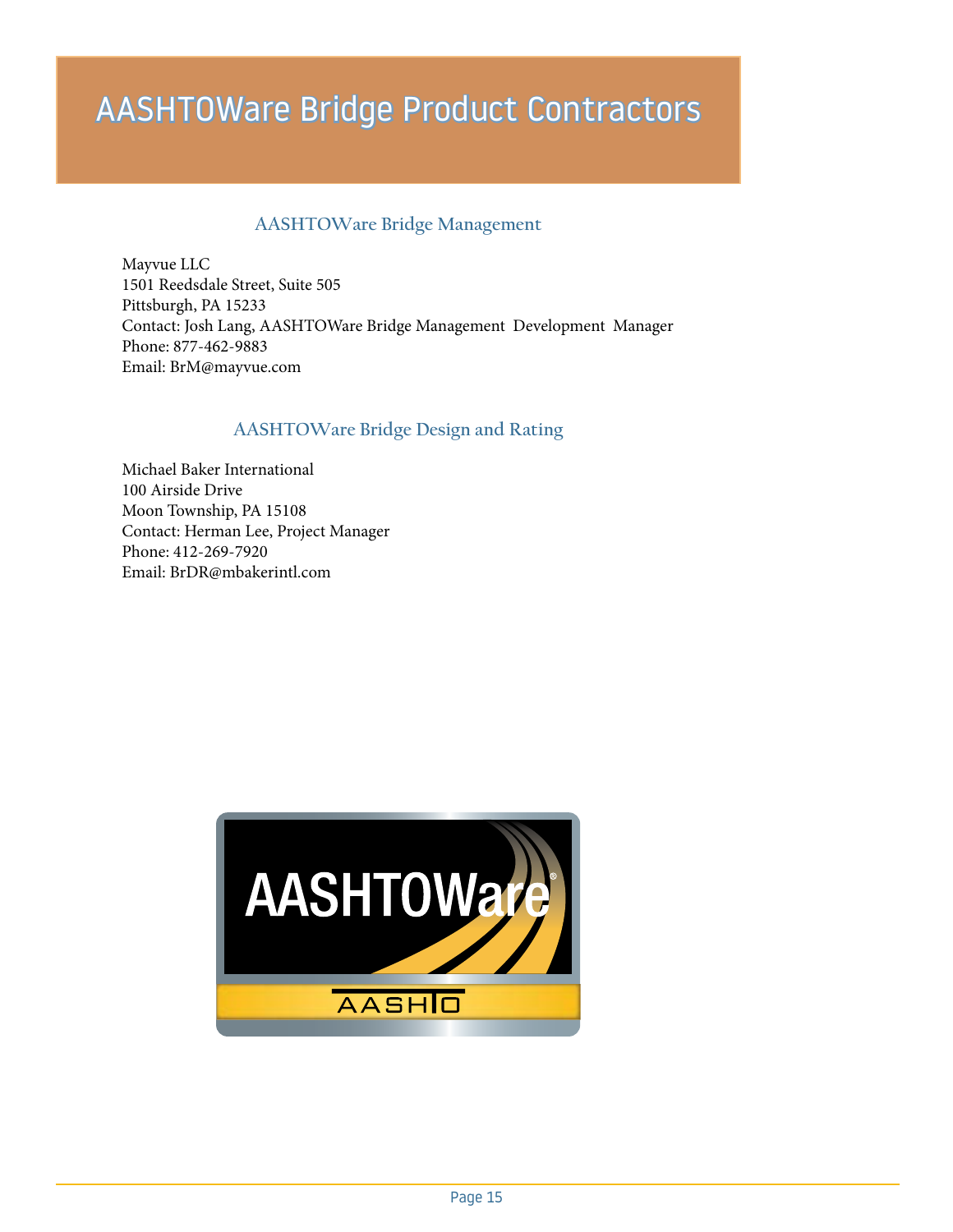# AASHTOWare Bridge Product Contractors

## AASHTOWare Bridge Management

Mayvue LLC
1501 Reedsdale Street, Suite 505
Pittsburgh, PA 15233
Contact: Josh Lang, AASHTOWare Bridge Management Development Manager
Phone: 877-462-9883
Email: BrM@mayvue.com

## AASHTOWare Bridge Design and Rating

Michael Baker International
100 Airside Drive
Moon Township, PA 15108
Contact: Herman Lee, Project Manager
Phone: 412-269-7920
Email: BrDR@mbakerintl.com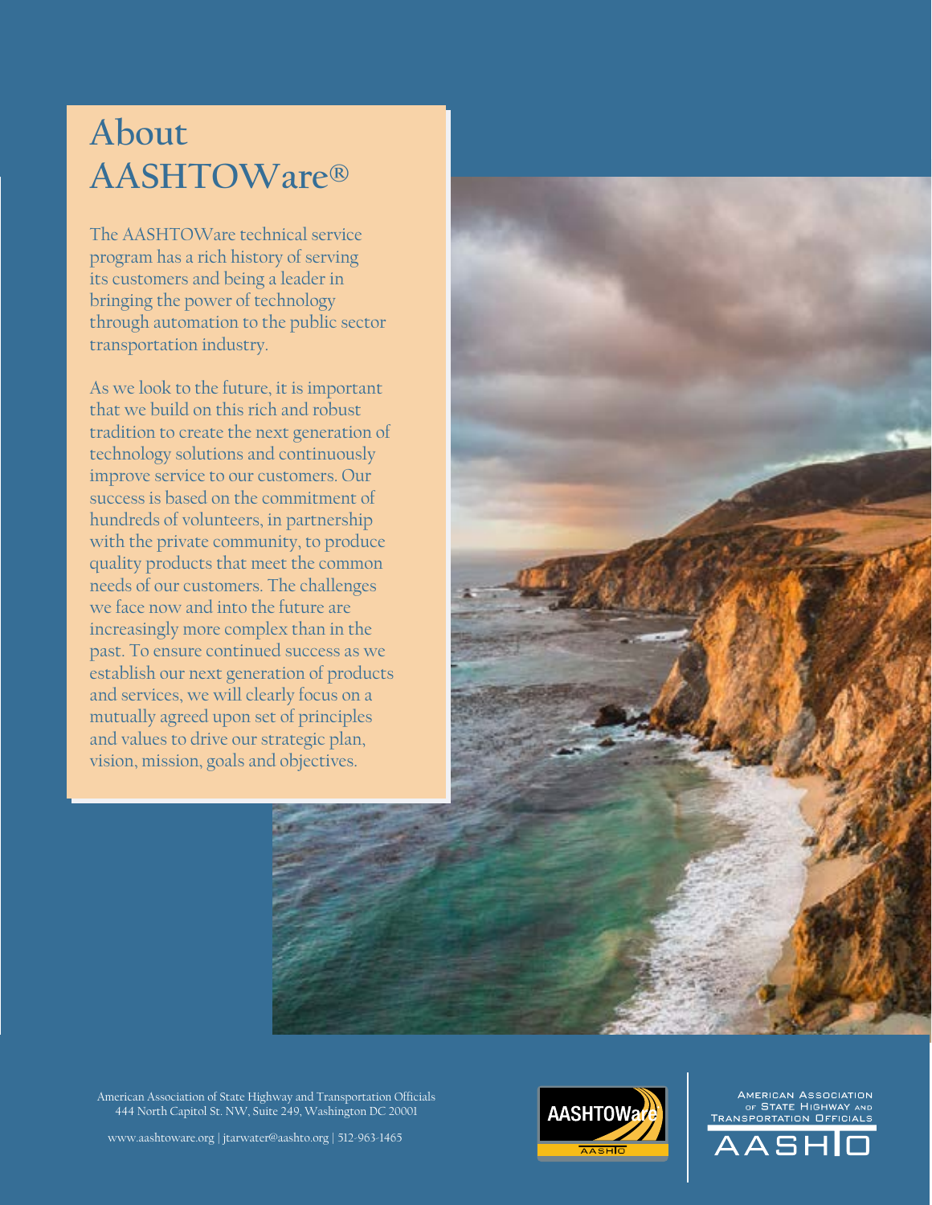# About AASHTOWare®

The AASHTOWare technical service program has a rich history of serving its customers and being a leader in bringing the power of technology through automation to the public sector transportation industry.

As we look to the future, it is important that we build on this rich and robust tradition to create the next generation of technology solutions and continuously improve service to our customers. Our success is based on the commitment of hundreds of volunteers, in partnership with the private community, to produce quality products that meet the common needs of our customers. The challenges we face now and into the future are increasingly more complex than in the past. To ensure continued success as we establish our next generation of products and services, we will clearly focus on a mutually agreed upon set of principles and values to drive our strategic plan, vision, mission, goals and objectives.

American Association of State Highway and Transportation Officials
444 North Capitol St. NW, Suite 249, Washington DC 20001

www.aashtoware.org | jtarwater@aashto.org | 512-963-1465

AASHTOWare

American Association of State Highway and Transportation Officials

AASHTO